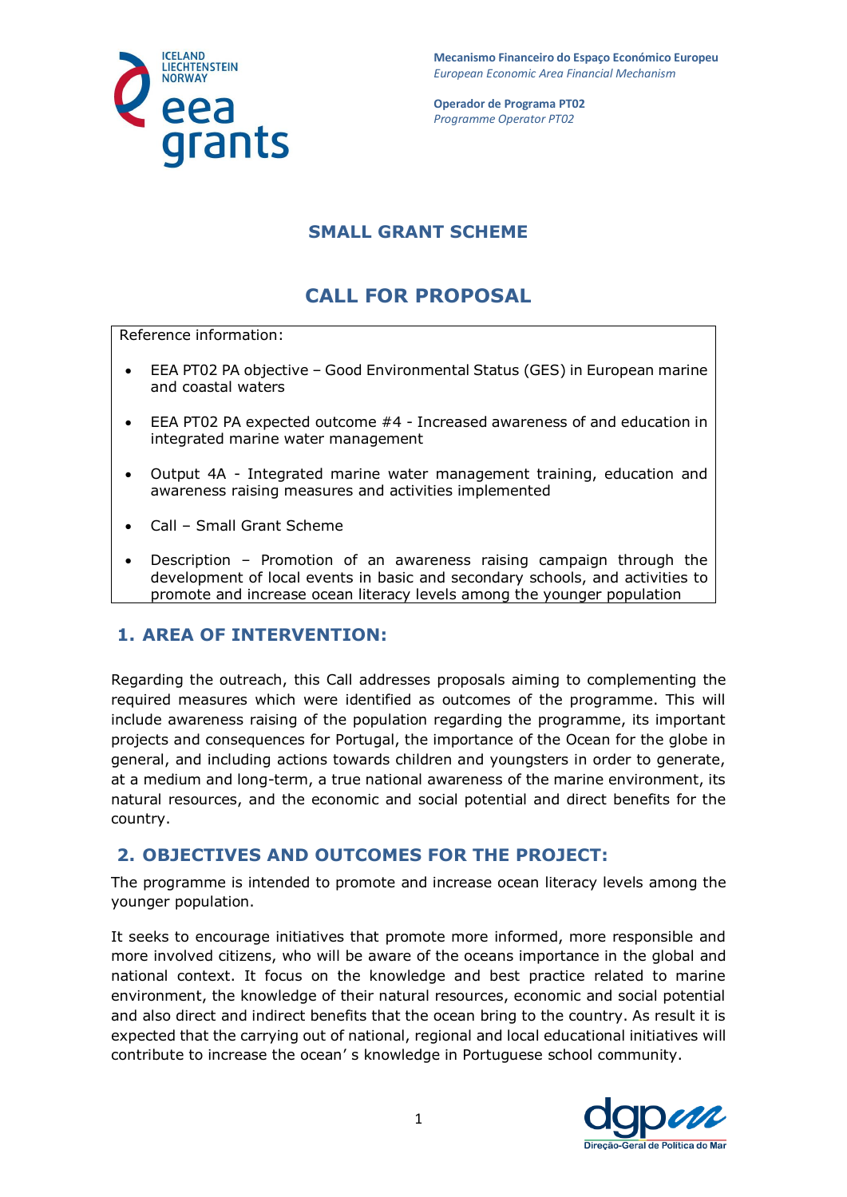Mecanismo Financeiro do Espaço Económico Europeu
*European Economic Area Financial Mechanism*

Operador de Programa PT02
*Programme Operator PT02*

# SMALL GRANT SCHEME

# CALL FOR PROPOSAL

Reference information:

- EEA PT02 PA objective – Good Environmental Status (GES) in European marine and coastal waters
- EEA PT02 PA expected outcome #4 - Increased awareness of and education in integrated marine water management
- Output 4A - Integrated marine water management training, education and awareness raising measures and activities implemented
- Call – Small Grant Scheme
- Description – Promotion of an awareness raising campaign through the development of local events in basic and secondary schools, and activities to promote and increase ocean literacy levels among the younger population

## 1. AREA OF INTERVENTION:

Regarding the outreach, this Call addresses proposals aiming to complementing the required measures which were identified as outcomes of the programme. This will include awareness raising of the population regarding the programme, its important projects and consequences for Portugal, the importance of the Ocean for the globe in general, and including actions towards children and youngsters in order to generate, at a medium and long-term, a true national awareness of the marine environment, its natural resources, and the economic and social potential and direct benefits for the country.

## 2. OBJECTIVES AND OUTCOMES FOR THE PROJECT:

The programme is intended to promote and increase ocean literacy levels among the younger population.

It seeks to encourage initiatives that promote more informed, more responsible and more involved citizens, who will be aware of the oceans importance in the global and national context. It focus on the knowledge and best practice related to marine environment, the knowledge of their natural resources, economic and social potential and also direct and indirect benefits that the ocean bring to the country. As result it is expected that the carrying out of national, regional and local educational initiatives will contribute to increase the ocean' s knowledge in Portuguese school community.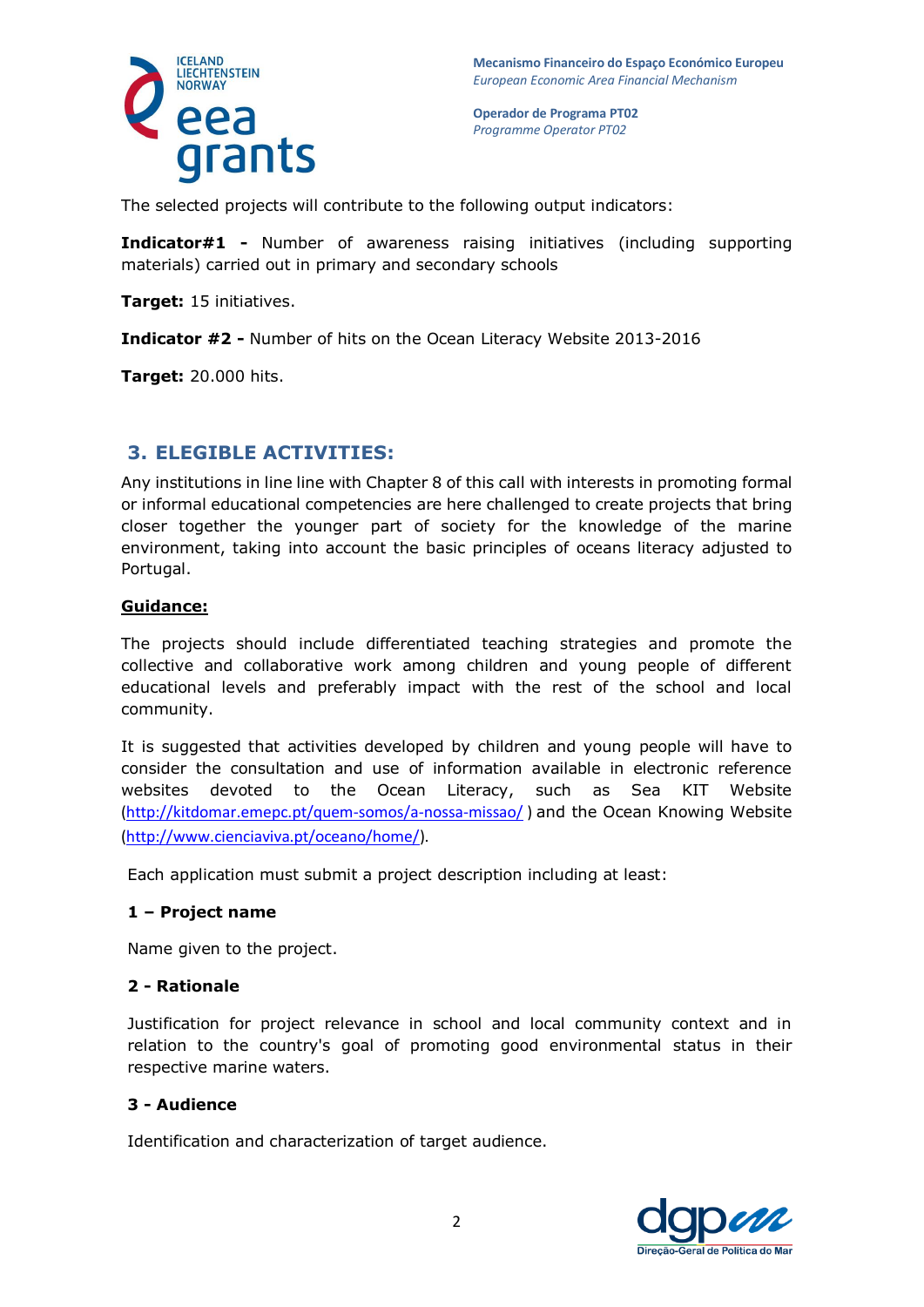The selected projects will contribute to the following output indicators:

**Indicator#1 -** Number of awareness raising initiatives (including supporting materials) carried out in primary and secondary schools

**Target:** 15 initiatives.

**Indicator #2 -** Number of hits on the Ocean Literacy Website 2013-2016

**Target:** 20.000 hits.

## 3. ELEGIBLE ACTIVITIES:

Any institutions in line line with Chapter 8 of this call with interests in promoting formal or informal educational competencies are here challenged to create projects that bring closer together the younger part of society for the knowledge of the marine environment, taking into account the basic principles of oceans literacy adjusted to Portugal.

**Guidance:**

The projects should include differentiated teaching strategies and promote the collective and collaborative work among children and young people of different educational levels and preferably impact with the rest of the school and local community.

It is suggested that activities developed by children and young people will have to consider the consultation and use of information available in electronic reference websites devoted to the Ocean Literacy, such as Sea KIT Website (http://kitdomar.emepc.pt/quem-somos/a-nossa-missao/ ) and the Ocean Knowing Website (http://www.cienciaviva.pt/oceano/home/).

Each application must submit a project description including at least:

**1 – Project name**

Name given to the project.

**2 - Rationale**

Justification for project relevance in school and local community context and in relation to the country's goal of promoting good environmental status in their respective marine waters.

**3 - Audience**

Identification and characterization of target audience.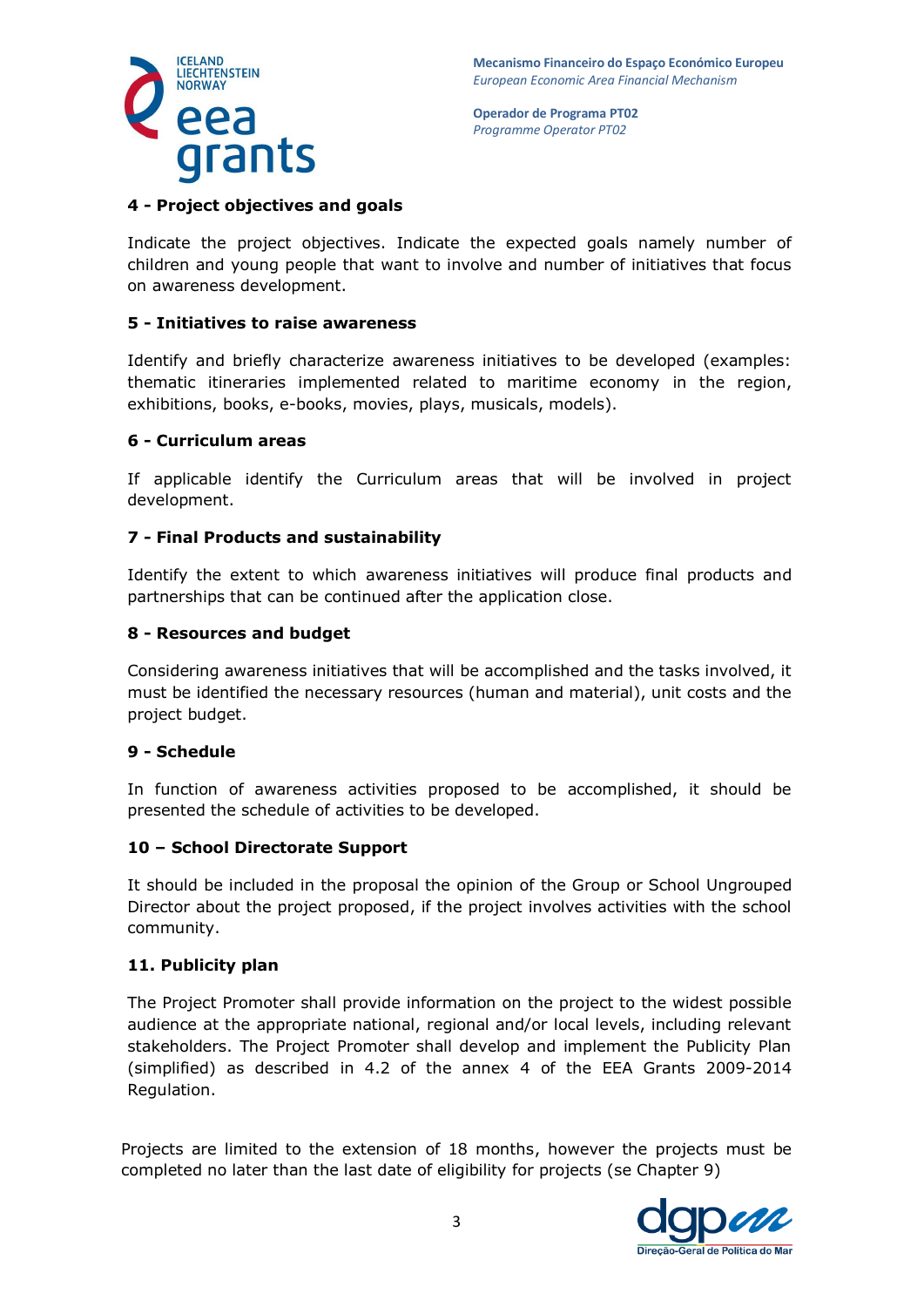**4 - Project objectives and goals**

Indicate the project objectives. Indicate the expected goals namely number of children and young people that want to involve and number of initiatives that focus on awareness development.

**5 - Initiatives to raise awareness**

Identify and briefly characterize awareness initiatives to be developed (examples: thematic itineraries implemented related to maritime economy in the region, exhibitions, books, e-books, movies, plays, musicals, models).

**6 - Curriculum areas**

If applicable identify the Curriculum areas that will be involved in project development.

**7 - Final Products and sustainability**

Identify the extent to which awareness initiatives will produce final products and partnerships that can be continued after the application close.

**8 - Resources and budget**

Considering awareness initiatives that will be accomplished and the tasks involved, it must be identified the necessary resources (human and material), unit costs and the project budget.

**9 - Schedule**

In function of awareness activities proposed to be accomplished, it should be presented the schedule of activities to be developed.

**10 – School Directorate Support**

It should be included in the proposal the opinion of the Group or School Ungrouped Director about the project proposed, if the project involves activities with the school community.

**11. Publicity plan**

The Project Promoter shall provide information on the project to the widest possible audience at the appropriate national, regional and/or local levels, including relevant stakeholders. The Project Promoter shall develop and implement the Publicity Plan (simplified) as described in 4.2 of the annex 4 of the EEA Grants 2009-2014 Regulation.

Projects are limited to the extension of 18 months, however the projects must be completed no later than the last date of eligibility for projects (se Chapter 9)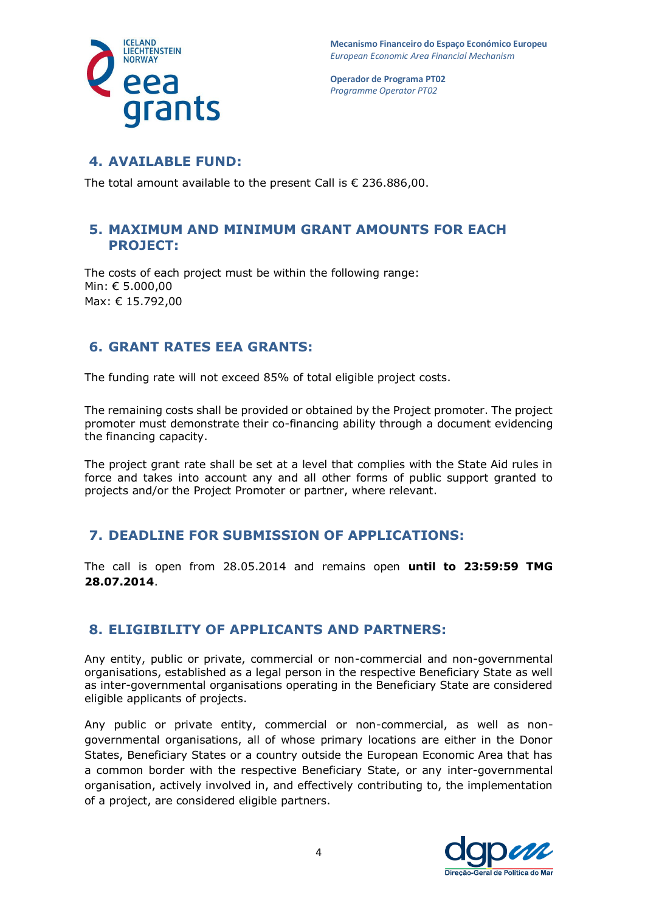## 4. AVAILABLE FUND:

The total amount available to the present Call is € 236.886,00.

## 5. MAXIMUM AND MINIMUM GRANT AMOUNTS FOR EACH PROJECT:

The costs of each project must be within the following range:
Min: € 5.000,00
Max: € 15.792,00

## 6. GRANT RATES EEA GRANTS:

The funding rate will not exceed 85% of total eligible project costs.

The remaining costs shall be provided or obtained by the Project promoter. The project promoter must demonstrate their co-financing ability through a document evidencing the financing capacity.

The project grant rate shall be set at a level that complies with the State Aid rules in force and takes into account any and all other forms of public support granted to projects and/or the Project Promoter or partner, where relevant.

## 7. DEADLINE FOR SUBMISSION OF APPLICATIONS:

The call is open from 28.05.2014 and remains open **until to 23:59:59 TMG 28.07.2014**.

## 8. ELIGIBILITY OF APPLICANTS AND PARTNERS:

Any entity, public or private, commercial or non-commercial and non-governmental organisations, established as a legal person in the respective Beneficiary State as well as inter-governmental organisations operating in the Beneficiary State are considered eligible applicants of projects.

Any public or private entity, commercial or non-commercial, as well as non-governmental organisations, all of whose primary locations are either in the Donor States, Beneficiary States or a country outside the European Economic Area that has a common border with the respective Beneficiary State, or any inter-governmental organisation, actively involved in, and effectively contributing to, the implementation of a project, are considered eligible partners.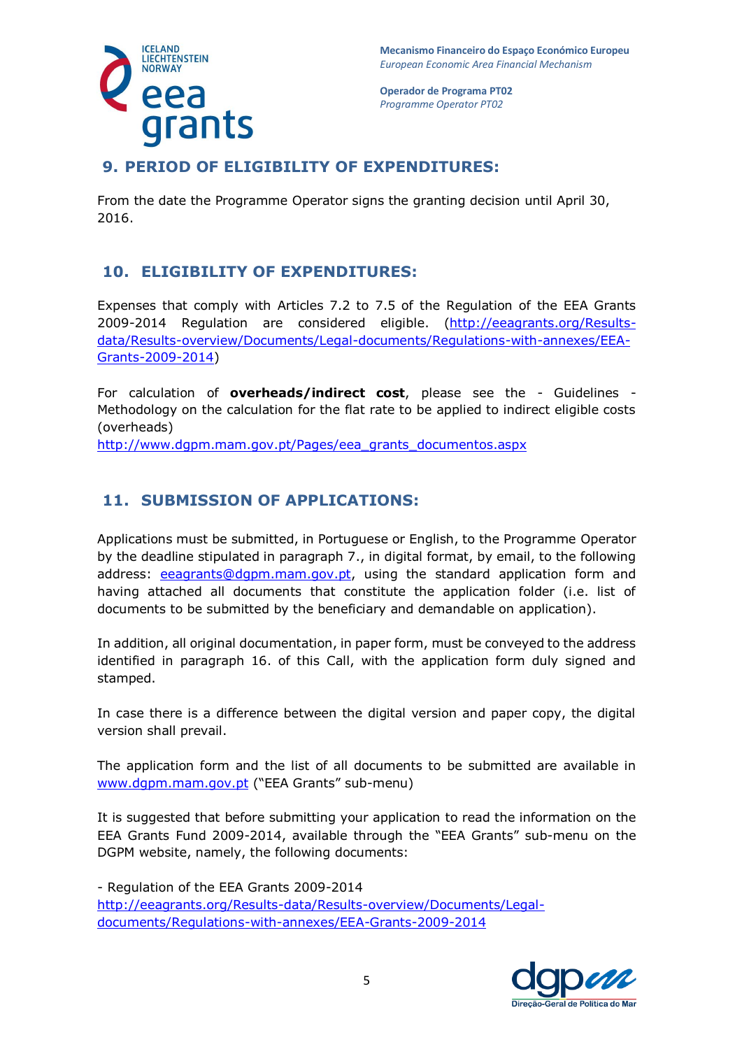## 9. PERIOD OF ELIGIBILITY OF EXPENDITURES:

From the date the Programme Operator signs the granting decision until April 30, 2016.

## 10. ELIGIBILITY OF EXPENDITURES:

Expenses that comply with Articles 7.2 to 7.5 of the Regulation of the EEA Grants 2009-2014 Regulation are considered eligible. (http://eeagrants.org/Results-data/Results-overview/Documents/Legal-documents/Regulations-with-annexes/EEA-Grants-2009-2014)

For calculation of **overheads/indirect cost**, please see the - Guidelines - Methodology on the calculation for the flat rate to be applied to indirect eligible costs (overheads)
http://www.dgpm.mam.gov.pt/Pages/eea_grants_documentos.aspx

## 11. SUBMISSION OF APPLICATIONS:

Applications must be submitted, in Portuguese or English, to the Programme Operator by the deadline stipulated in paragraph 7., in digital format, by email, to the following address: eeagrants@dgpm.mam.gov.pt, using the standard application form and having attached all documents that constitute the application folder (i.e. list of documents to be submitted by the beneficiary and demandable on application).

In addition, all original documentation, in paper form, must be conveyed to the address identified in paragraph 16. of this Call, with the application form duly signed and stamped.

In case there is a difference between the digital version and paper copy, the digital version shall prevail.

The application form and the list of all documents to be submitted are available in www.dgpm.mam.gov.pt ("EEA Grants" sub-menu)

It is suggested that before submitting your application to read the information on the EEA Grants Fund 2009-2014, available through the "EEA Grants" sub-menu on the DGPM website, namely, the following documents:

- Regulation of the EEA Grants 2009-2014
http://eeagrants.org/Results-data/Results-overview/Documents/Legal-documents/Regulations-with-annexes/EEA-Grants-2009-2014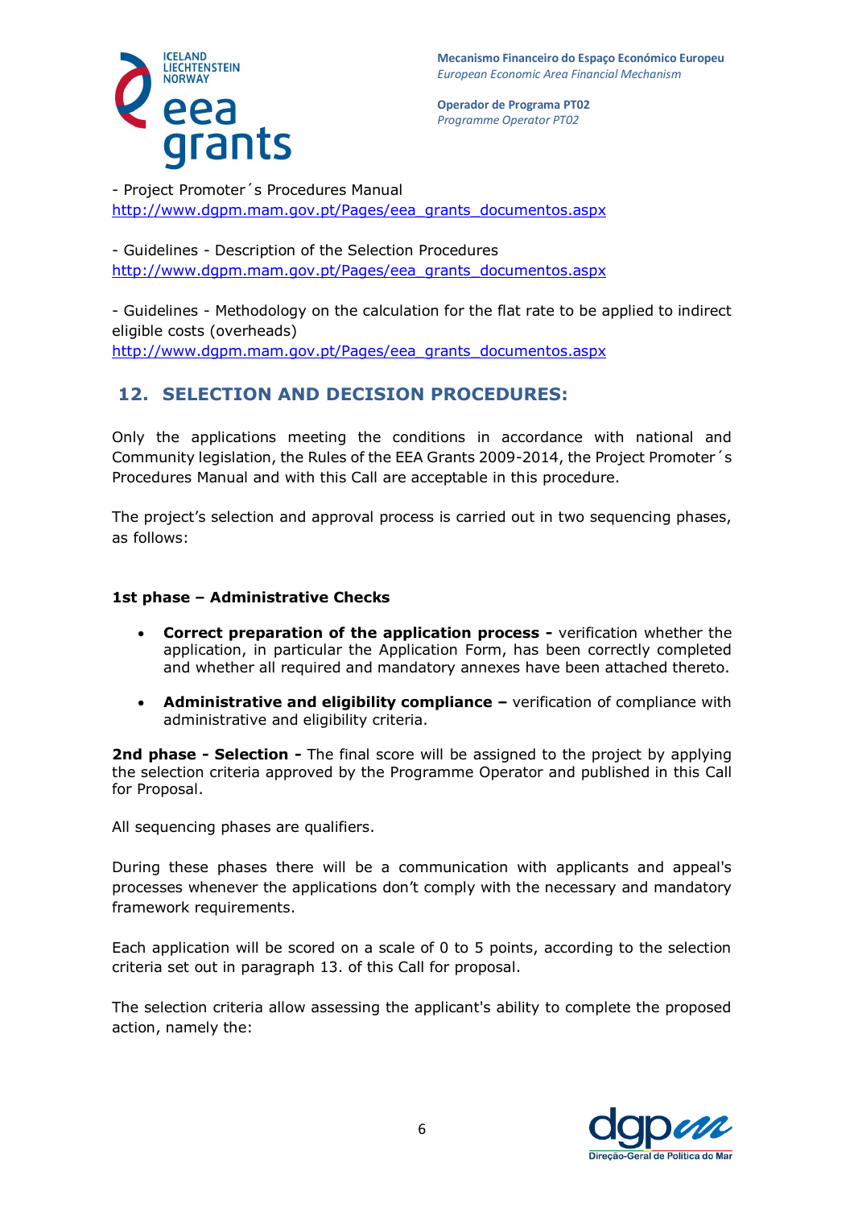- Project Promoter´s Procedures Manual
http://www.dgpm.mam.gov.pt/Pages/eea_grants_documentos.aspx

- Guidelines - Description of the Selection Procedures
http://www.dgpm.mam.gov.pt/Pages/eea_grants_documentos.aspx

- Guidelines - Methodology on the calculation for the flat rate to be applied to indirect eligible costs (overheads)
http://www.dgpm.mam.gov.pt/Pages/eea_grants_documentos.aspx

## 12. SELECTION AND DECISION PROCEDURES:

Only the applications meeting the conditions in accordance with national and Community legislation, the Rules of the EEA Grants 2009-2014, the Project Promoter´s Procedures Manual and with this Call are acceptable in this procedure.

The project's selection and approval process is carried out in two sequencing phases, as follows:

**1st phase – Administrative Checks**

- **Correct preparation of the application process -** verification whether the application, in particular the Application Form, has been correctly completed and whether all required and mandatory annexes have been attached thereto.
- **Administrative and eligibility compliance –** verification of compliance with administrative and eligibility criteria.

**2nd phase - Selection -** The final score will be assigned to the project by applying the selection criteria approved by the Programme Operator and published in this Call for Proposal.

All sequencing phases are qualifiers.

During these phases there will be a communication with applicants and appeal's processes whenever the applications don't comply with the necessary and mandatory framework requirements.

Each application will be scored on a scale of 0 to 5 points, according to the selection criteria set out in paragraph 13. of this Call for proposal.

The selection criteria allow assessing the applicant's ability to complete the proposed action, namely the: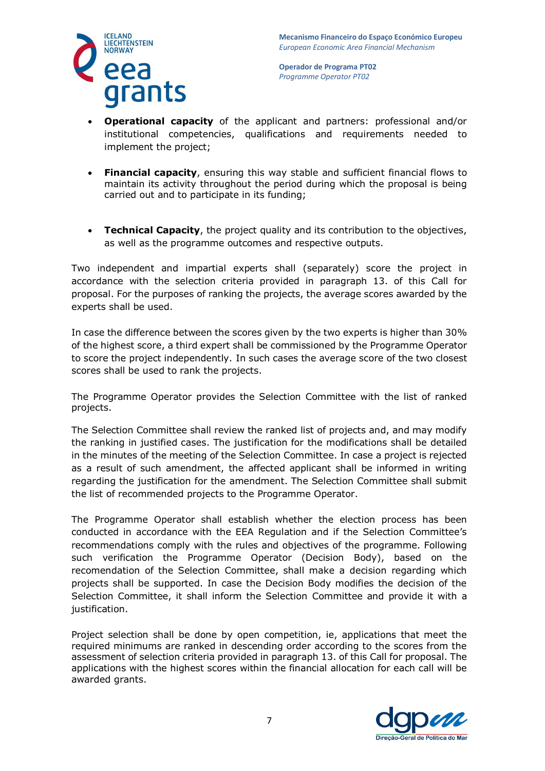- **Operational capacity** of the applicant and partners: professional and/or institutional competencies, qualifications and requirements needed to implement the project;

- **Financial capacity**, ensuring this way stable and sufficient financial flows to maintain its activity throughout the period during which the proposal is being carried out and to participate in its funding;

- **Technical Capacity**, the project quality and its contribution to the objectives, as well as the programme outcomes and respective outputs.

Two independent and impartial experts shall (separately) score the project in accordance with the selection criteria provided in paragraph 13. of this Call for proposal. For the purposes of ranking the projects, the average scores awarded by the experts shall be used.

In case the difference between the scores given by the two experts is higher than 30% of the highest score, a third expert shall be commissioned by the Programme Operator to score the project independently. In such cases the average score of the two closest scores shall be used to rank the projects.

The Programme Operator provides the Selection Committee with the list of ranked projects.

The Selection Committee shall review the ranked list of projects and, and may modify the ranking in justified cases. The justification for the modifications shall be detailed in the minutes of the meeting of the Selection Committee. In case a project is rejected as a result of such amendment, the affected applicant shall be informed in writing regarding the justification for the amendment. The Selection Committee shall submit the list of recommended projects to the Programme Operator.

The Programme Operator shall establish whether the election process has been conducted in accordance with the EEA Regulation and if the Selection Committee's recommendations comply with the rules and objectives of the programme. Following such verification the Programme Operator (Decision Body), based on the recomendation of the Selection Committee, shall make a decision regarding which projects shall be supported. In case the Decision Body modifies the decision of the Selection Committee, it shall inform the Selection Committee and provide it with a justification.

Project selection shall be done by open competition, ie, applications that meet the required minimums are ranked in descending order according to the scores from the assessment of selection criteria provided in paragraph 13. of this Call for proposal. The applications with the highest scores within the financial allocation for each call will be awarded grants.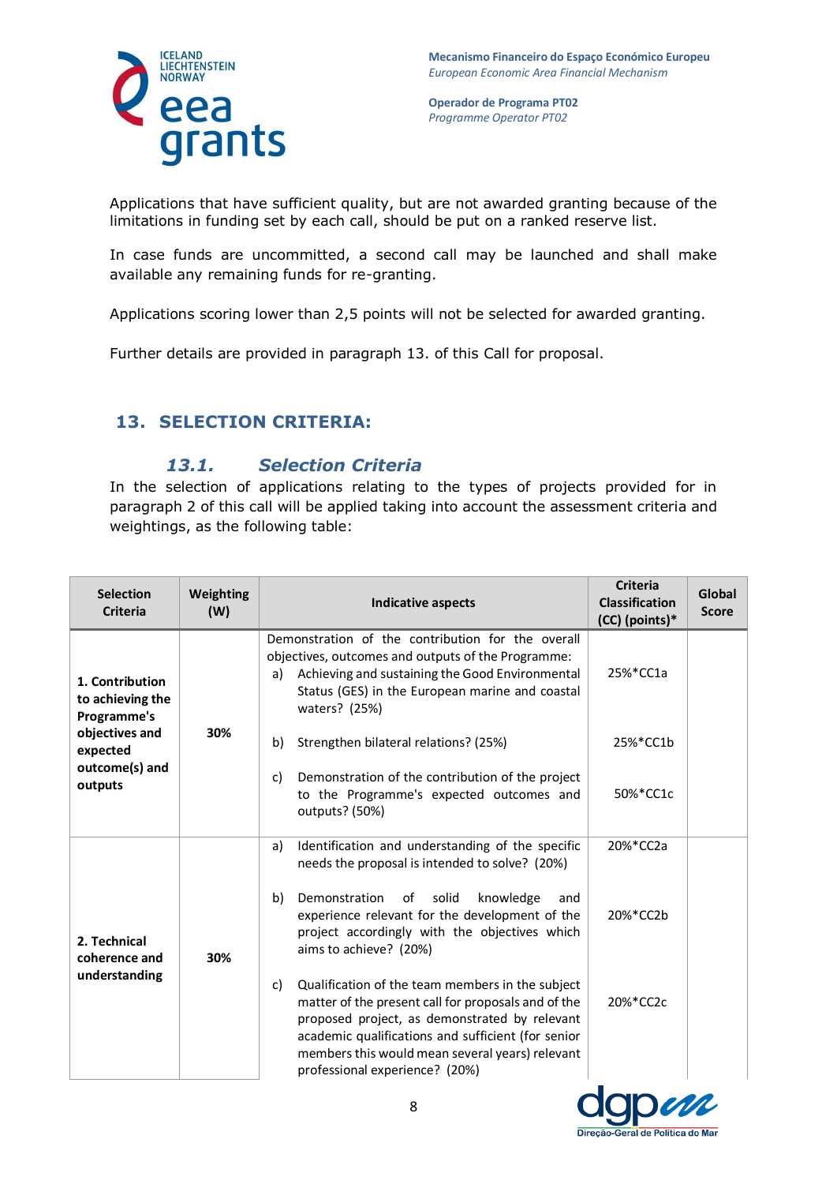Applications that have sufficient quality, but are not awarded granting because of the limitations in funding set by each call, should be put on a ranked reserve list.

In case funds are uncommitted, a second call may be launched and shall make available any remaining funds for re-granting.

Applications scoring lower than 2,5 points will not be selected for awarded granting.

Further details are provided in paragraph 13. of this Call for proposal.

## 13. SELECTION CRITERIA:

### *13.1. Selection Criteria*

In the selection of applications relating to the types of projects provided for in paragraph 2 of this call will be applied taking into account the assessment criteria and weightings, as the following table:

| Selection Criteria | Weighting (W) | Indicative aspects | Criteria Classification (CC) (points)* | Global Score |
|---|---|---|---|---|
| **1. Contribution to achieving the Programme's objectives and expected outcome(s) and outputs** | **30%** | Demonstration of the contribution for the overall objectives, outcomes and outputs of the Programme:<br>a) Achieving and sustaining the Good Environmental Status (GES) in the European marine and coastal waters? (25%) | 25%*CC1a | |
| | | b) Strengthen bilateral relations? (25%) | 25%*CC1b | |
| | | c) Demonstration of the contribution of the project to the Programme's expected outcomes and outputs? (50%) | 50%*CC1c | |
| **2. Technical coherence and understanding** | **30%** | a) Identification and understanding of the specific needs the proposal is intended to solve? (20%) | 20%*CC2a | |
| | | b) Demonstration of solid knowledge and experience relevant for the development of the project accordingly with the objectives which aims to achieve? (20%) | 20%*CC2b | |
| | | c) Qualification of the team members in the subject matter of the present call for proposals and of the proposed project, as demonstrated by relevant academic qualifications and sufficient (for senior members this would mean several years) relevant professional experience? (20%) | 20%*CC2c | |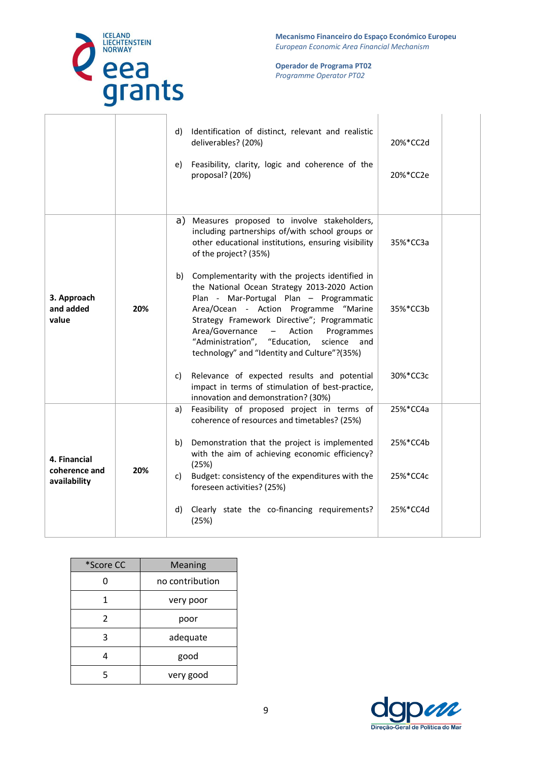| | | | | |
|---|---|---|---|---|
| | | d) Identification of distinct, relevant and realistic deliverables? (20%) | 20%*CC2d | |
| | | e) Feasibility, clarity, logic and coherence of the proposal? (20%) | 20%*CC2e | |
| **3. Approach and added value** | **20%** | a) Measures proposed to involve stakeholders, including partnerships of/with school groups or other educational institutions, ensuring visibility of the project? (35%) | 35%*CC3a | |
| | | b) Complementarity with the projects identified in the National Ocean Strategy 2013-2020 Action Plan - Mar-Portugal Plan – Programmatic Area/Ocean - Action Programme "Marine Strategy Framework Directive"; Programmatic Area/Governance – Action Programmes "Administration", "Education, science and technology" and "Identity and Culture"?(35%) | 35%*CC3b | |
| | | c) Relevance of expected results and potential impact in terms of stimulation of best-practice, innovation and demonstration? (30%) | 30%*CC3c | |
| **4. Financial coherence and availability** | **20%** | a) Feasibility of proposed project in terms of coherence of resources and timetables? (25%) | 25%*CC4a | |
| | | b) Demonstration that the project is implemented with the aim of achieving economic efficiency? (25%) | 25%*CC4b | |
| | | c) Budget: consistency of the expenditures with the foreseen activities? (25%) | 25%*CC4c | |
| | | d) Clearly state the co-financing requirements? (25%) | 25%*CC4d | |

| *Score CC | Meaning |
|---|---|
| 0 | no contribution |
| 1 | very poor |
| 2 | poor |
| 3 | adequate |
| 4 | good |
| 5 | very good |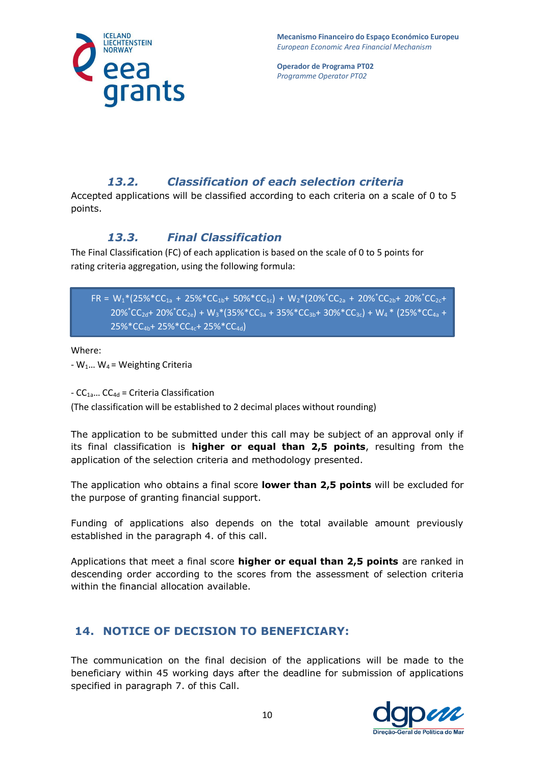### 13.2. *Classification of each selection criteria*

Accepted applications will be classified according to each criteria on a scale of 0 to 5 points.

### 13.3. *Final Classification*

The Final Classification (FC) of each application is based on the scale of 0 to 5 points for rating criteria aggregation, using the following formula:

$$FR = W_1*(25\%*CC_{1a} + 25\%*CC_{1b} + 50\%*CC_{1c}) + W_2*(20\%*CC_{2a} + 20\%*CC_{2b} + 20\%*CC_{2c} + 20\%*CC_{2d} + 20\%*CC_{2e}) + W_3*(35\%*CC_{3a} + 35\%*CC_{3b} + 30\%*CC_{3c}) + W_4*(25\%*CC_{4a} + 25\%*CC_{4b} + 25\%*CC_{4c} + 25\%*CC_{4d})$$

Where:

- $W_1 \ldots W_4$ = Weighting Criteria

- $CC_{1a} \ldots CC_{4d}$ = Criteria Classification

(The classification will be established to 2 decimal places without rounding)

The application to be submitted under this call may be subject of an approval only if its final classification is **higher or equal than 2,5 points**, resulting from the application of the selection criteria and methodology presented.

The application who obtains a final score **lower than 2,5 points** will be excluded for the purpose of granting financial support.

Funding of applications also depends on the total available amount previously established in the paragraph 4. of this call.

Applications that meet a final score **higher or equal than 2,5 points** are ranked in descending order according to the scores from the assessment of selection criteria within the financial allocation available.

## 14. NOTICE OF DECISION TO BENEFICIARY:

The communication on the final decision of the applications will be made to the beneficiary within 45 working days after the deadline for submission of applications specified in paragraph 7. of this Call.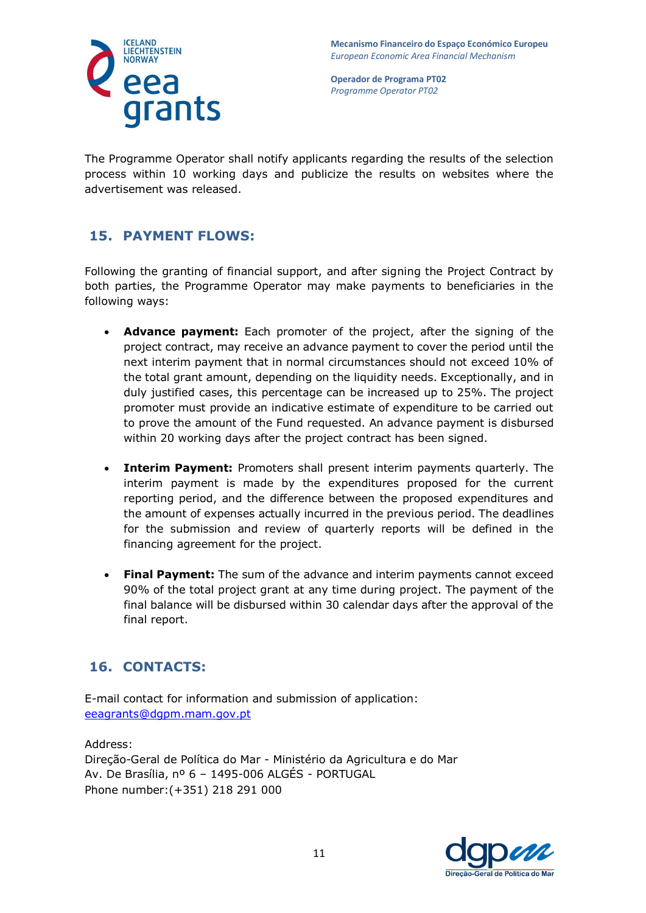The Programme Operator shall notify applicants regarding the results of the selection process within 10 working days and publicize the results on websites where the advertisement was released.

## 15. PAYMENT FLOWS:

Following the granting of financial support, and after signing the Project Contract by both parties, the Programme Operator may make payments to beneficiaries in the following ways:

- **Advance payment:** Each promoter of the project, after the signing of the project contract, may receive an advance payment to cover the period until the next interim payment that in normal circumstances should not exceed 10% of the total grant amount, depending on the liquidity needs. Exceptionally, and in duly justified cases, this percentage can be increased up to 25%. The project promoter must provide an indicative estimate of expenditure to be carried out to prove the amount of the Fund requested. An advance payment is disbursed within 20 working days after the project contract has been signed.

- **Interim Payment:** Promoters shall present interim payments quarterly. The interim payment is made by the expenditures proposed for the current reporting period, and the difference between the proposed expenditures and the amount of expenses actually incurred in the previous period. The deadlines for the submission and review of quarterly reports will be defined in the financing agreement for the project.

- **Final Payment:** The sum of the advance and interim payments cannot exceed 90% of the total project grant at any time during project. The payment of the final balance will be disbursed within 30 calendar days after the approval of the final report.

## 16. CONTACTS:

E-mail contact for information and submission of application:
eeagrants@dgpm.mam.gov.pt

Address:
Direção-Geral de Política do Mar - Ministério da Agricultura e do Mar
Av. De Brasília, nº 6 – 1495-006 ALGÉS - PORTUGAL
Phone number:(+351) 218 291 000